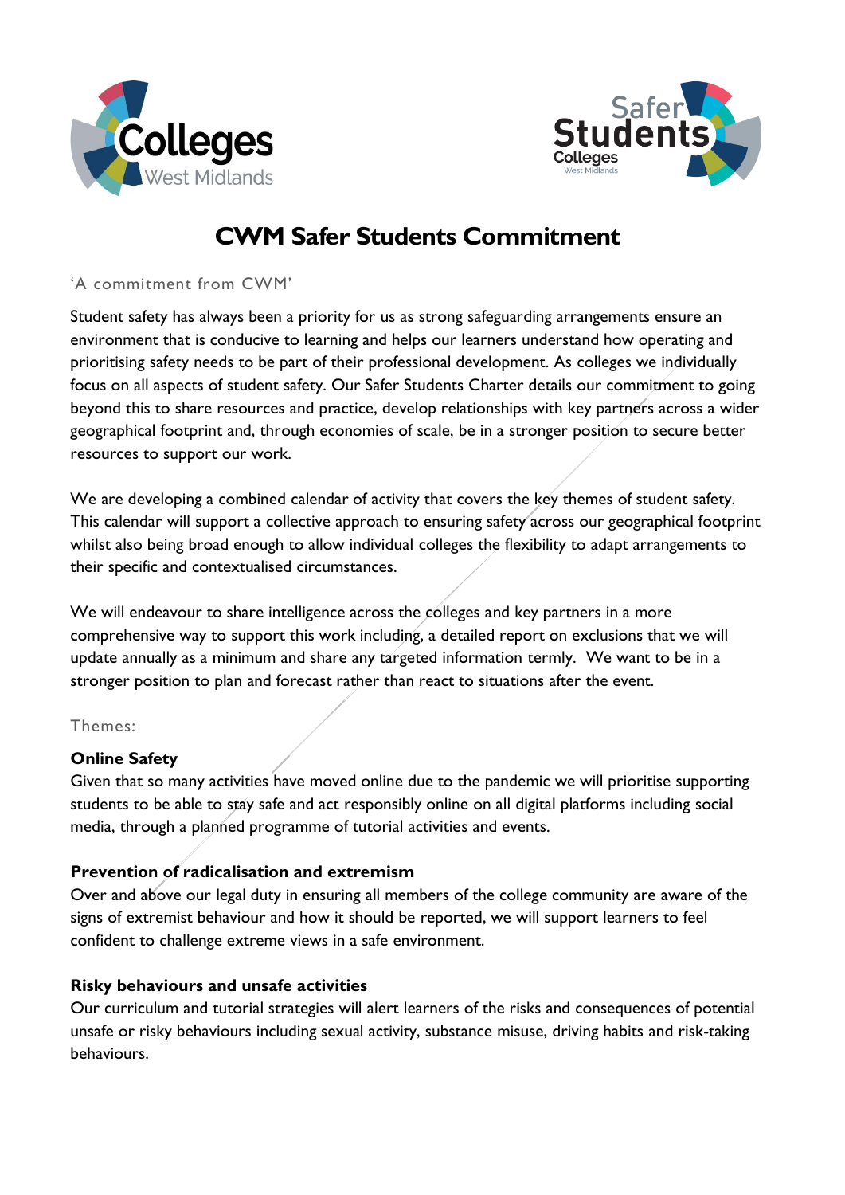# CWM Safer Students Commitment

'A commitment from CWM'

Student safety has always been a priority for us as strong safeguarding arrangements ensure an environment that is conducive to learning and helps our learners understand how operating and prioritising safety needs to be part of their professional development. As colleges we individually focus on all aspects of student safety. Our Safer Students Charter details our commitment to going beyond this to share resources and practice, develop relationships with key partners across a wider geographical footprint and, through economies of scale, be in a stronger position to secure better resources to support our work.

We are developing a combined calendar of activity that covers the key themes of student safety. This calendar will support a collective approach to ensuring safety across our geographical footprint whilst also being broad enough to allow individual colleges the flexibility to adapt arrangements to their specific and contextualised circumstances.

We will endeavour to share intelligence across the colleges and key partners in a more comprehensive way to support this work including, a detailed report on exclusions that we will update annually as a minimum and share any targeted information termly. We want to be in a stronger position to plan and forecast rather than react to situations after the event.

Themes:

### Online Safety

Given that so many activities have moved online due to the pandemic we will prioritise supporting students to be able to stay safe and act responsibly online on all digital platforms including social media, through a planned programme of tutorial activities and events.

### Prevention of radicalisation and extremism

Over and above our legal duty in ensuring all members of the college community are aware of the signs of extremist behaviour and how it should be reported, we will support learners to feel confident to challenge extreme views in a safe environment.

### Risky behaviours and unsafe activities

Our curriculum and tutorial strategies will alert learners of the risks and consequences of potential unsafe or risky behaviours including sexual activity, substance misuse, driving habits and risk-taking behaviours.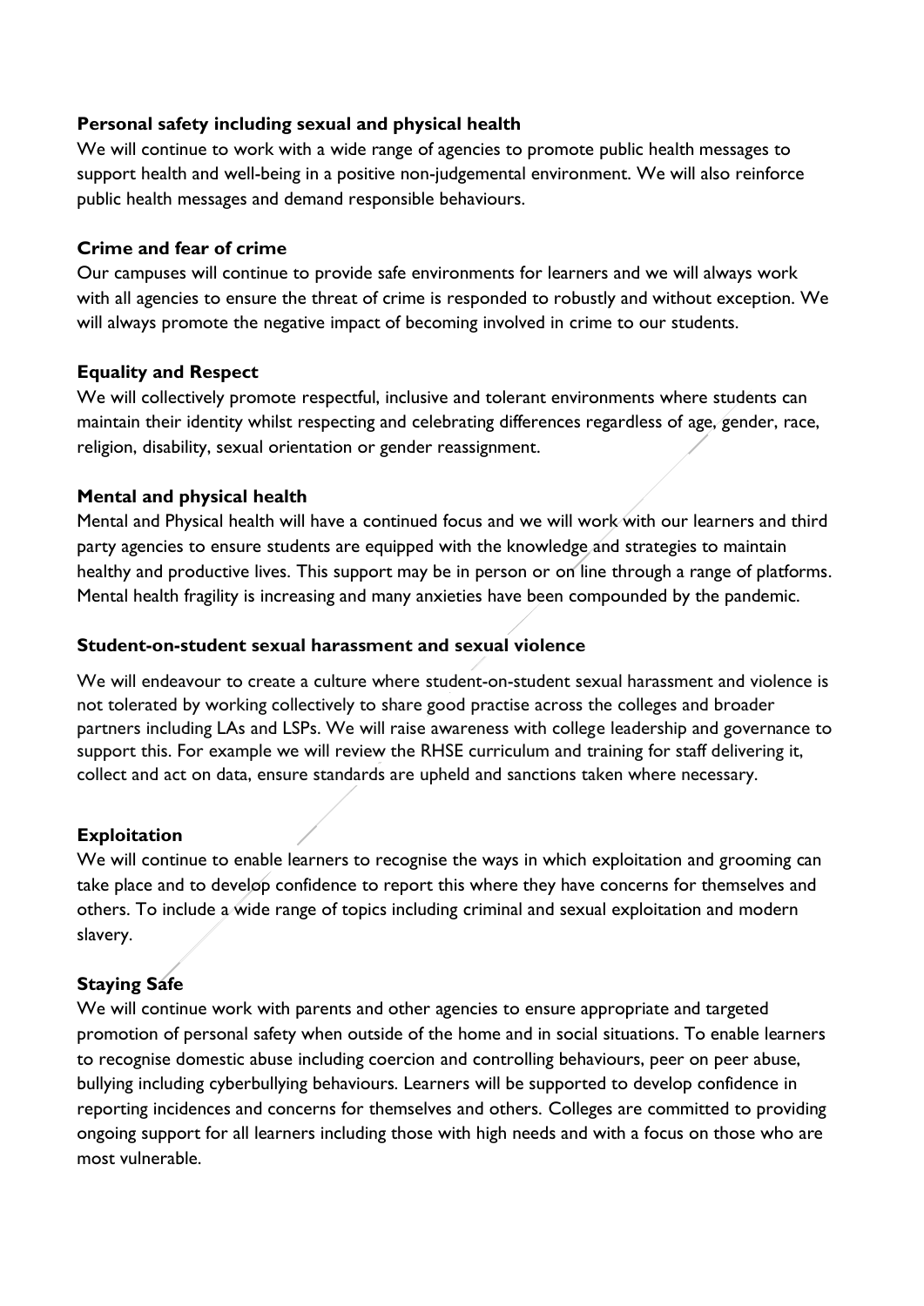**Personal safety including sexual and physical health**

We will continue to work with a wide range of agencies to promote public health messages to support health and well-being in a positive non-judgemental environment. We will also reinforce public health messages and demand responsible behaviours.

**Crime and fear of crime**

Our campuses will continue to provide safe environments for learners and we will always work with all agencies to ensure the threat of crime is responded to robustly and without exception. We will always promote the negative impact of becoming involved in crime to our students.

**Equality and Respect**

We will collectively promote respectful, inclusive and tolerant environments where students can maintain their identity whilst respecting and celebrating differences regardless of age, gender, race, religion, disability, sexual orientation or gender reassignment.

**Mental and physical health**

Mental and Physical health will have a continued focus and we will work with our learners and third party agencies to ensure students are equipped with the knowledge and strategies to maintain healthy and productive lives. This support may be in person or on line through a range of platforms. Mental health fragility is increasing and many anxieties have been compounded by the pandemic.

**Student-on-student sexual harassment and sexual violence**

We will endeavour to create a culture where student-on-student sexual harassment and violence is not tolerated by working collectively to share good practise across the colleges and broader partners including LAs and LSPs. We will raise awareness with college leadership and governance to support this. For example we will review the RHSE curriculum and training for staff delivering it, collect and act on data, ensure standards are upheld and sanctions taken where necessary.

**Exploitation**

We will continue to enable learners to recognise the ways in which exploitation and grooming can take place and to develop confidence to report this where they have concerns for themselves and others. To include a wide range of topics including criminal and sexual exploitation and modern slavery.

**Staying Safe**

We will continue work with parents and other agencies to ensure appropriate and targeted promotion of personal safety when outside of the home and in social situations. To enable learners to recognise domestic abuse including coercion and controlling behaviours, peer on peer abuse, bullying including cyberbullying behaviours. Learners will be supported to develop confidence in reporting incidences and concerns for themselves and others. Colleges are committed to providing ongoing support for all learners including those with high needs and with a focus on those who are most vulnerable.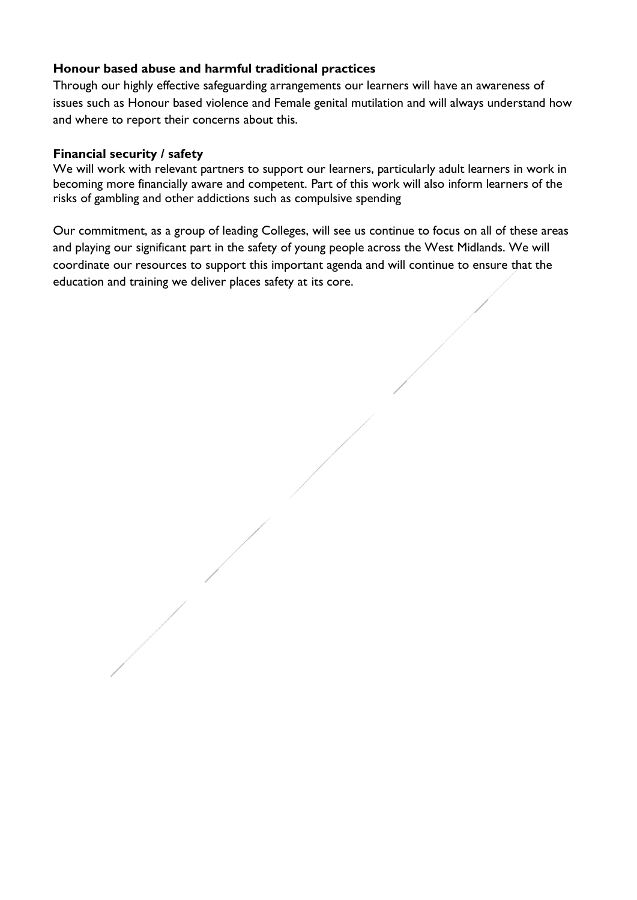**Honour based abuse and harmful traditional practices**

Through our highly effective safeguarding arrangements our learners will have an awareness of issues such as Honour based violence and Female genital mutilation and will always understand how and where to report their concerns about this.

**Financial security / safety**

We will work with relevant partners to support our learners, particularly adult learners in work in becoming more financially aware and competent. Part of this work will also inform learners of the risks of gambling and other addictions such as compulsive spending

Our commitment, as a group of leading Colleges, will see us continue to focus on all of these areas and playing our significant part in the safety of young people across the West Midlands. We will coordinate our resources to support this important agenda and will continue to ensure that the education and training we deliver places safety at its core.